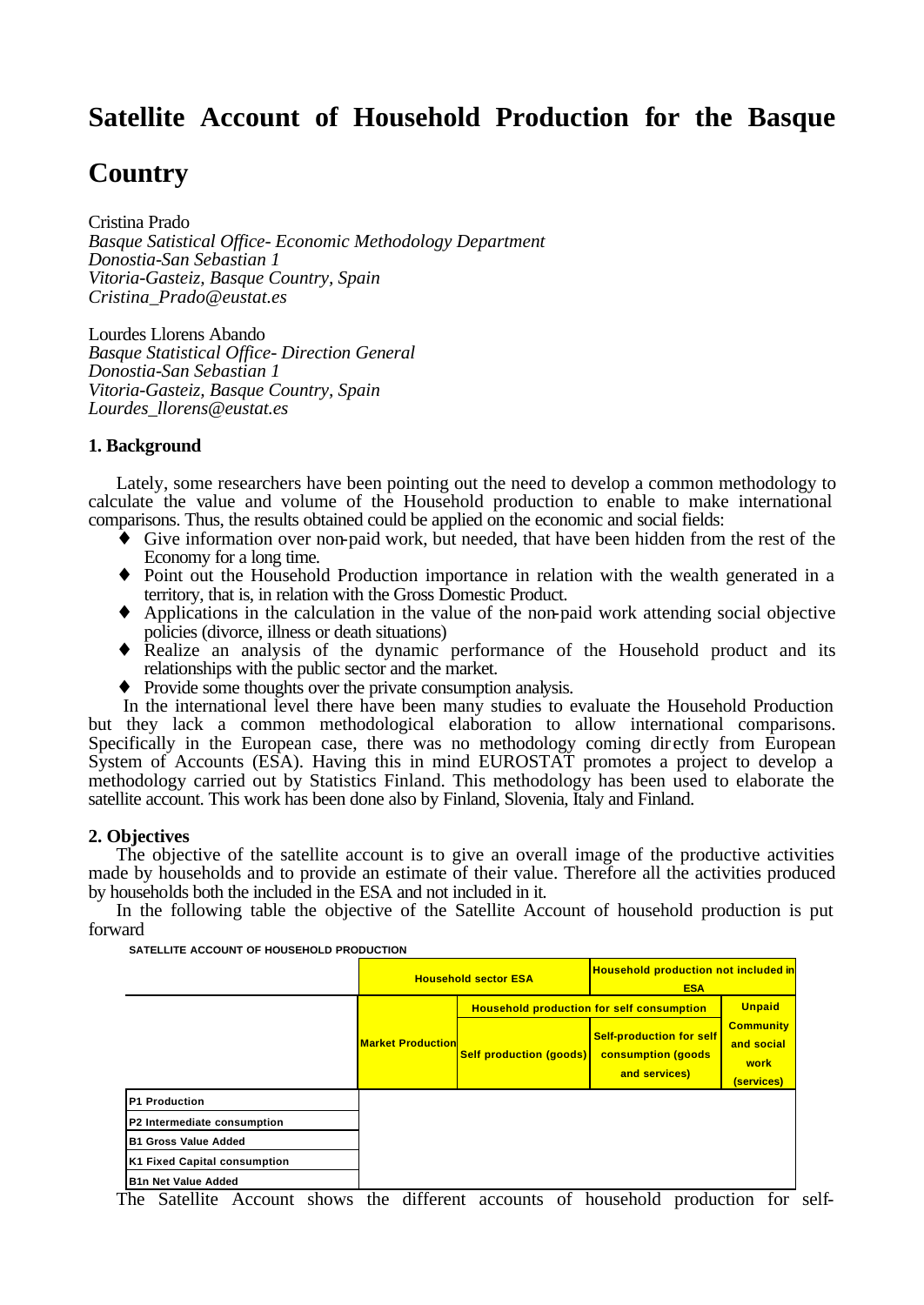# Satellite Account of Household Production for the Basque Country

Cristina Prado
*Basque Satistical Office- Economic Methodology Department*
*Donostia-San Sebastian 1*
*Vitoria-Gasteiz, Basque Country, Spain*
*Cristina_Prado@eustat.es*

Lourdes Llorens Abando
*Basque Statistical Office- Direction General*
*Donostia-San Sebastian 1*
*Vitoria-Gasteiz, Basque Country, Spain*
*Lourdes_llorens@eustat.es*

## 1. Background

Lately, some researchers have been pointing out the need to develop a common methodology to calculate the value and volume of the Household production to enable to make international comparisons. Thus, the results obtained could be applied on the economic and social fields:

- Give information over non-paid work, but needed, that have been hidden from the rest of the Economy for a long time.
- Point out the Household Production importance in relation with the wealth generated in a territory, that is, in relation with the Gross Domestic Product.
- Applications in the calculation in the value of the non-paid work attending social objective policies (divorce, illness or death situations)
- Realize an analysis of the dynamic performance of the Household product and its relationships with the public sector and the market.
- Provide some thoughts over the private consumption analysis.

In the international level there have been many studies to evaluate the Household Production but they lack a common methodological elaboration to allow international comparisons. Specifically in the European case, there was no methodology coming directly from European System of Accounts (ESA). Having this in mind EUROSTAT promotes a project to develop a methodology carried out by Statistics Finland. This methodology has been used to elaborate the satellite account. This work has been done also by Finland, Slovenia, Italy and Finland.

## 2. Objectives

The objective of the satellite account is to give an overall image of the productive activities made by households and to provide an estimate of their value. Therefore all the activities produced by households both the included in the ESA and not included in it.

In the following table the objective of the Satellite Account of household production is put forward

**SATELLITE ACCOUNT OF HOUSEHOLD PRODUCTION**

| | Household sector ESA | | Household production not included in ESA | |
|---|---|---|---|---|
| | | Household production for self consumption | | Unpaid |
| | Market Production | Self production (goods) | Self-production for self consumption (goods and services) | Community and social work (services) |
| P1 Production | | | | |
| P2 Intermediate consumption | | | | |
| B1 Gross Value Added | | | | |
| K1 Fixed Capital consumption | | | | |
| B1n Net Value Added | | | | |

The Satellite Account shows the different accounts of household production for self-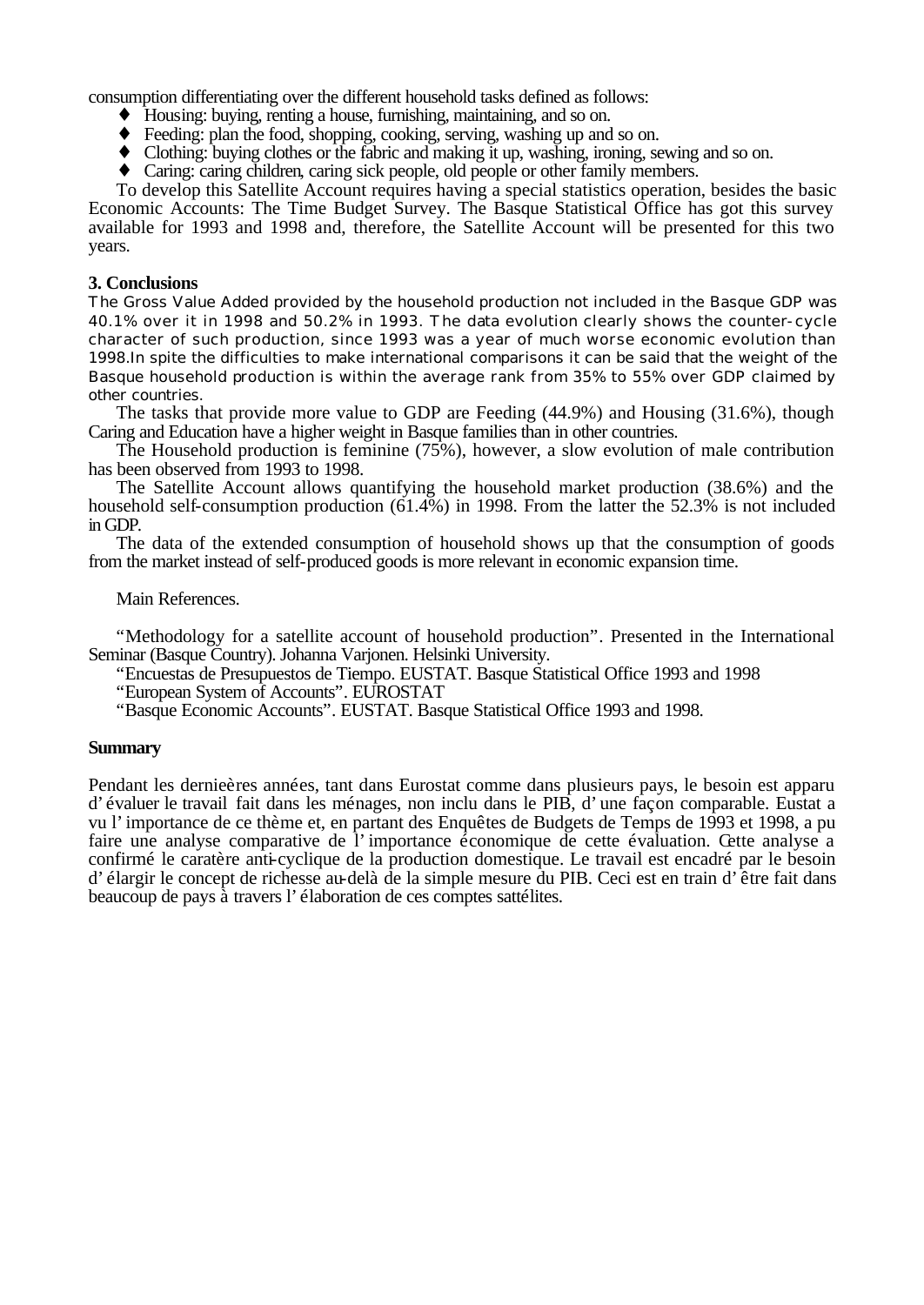consumption differentiating over the different household tasks defined as follows:

- Housing: buying, renting a house, furnishing, maintaining, and so on.
- Feeding: plan the food, shopping, cooking, serving, washing up and so on.
- Clothing: buying clothes or the fabric and making it up, washing, ironing, sewing and so on.
- Caring: caring children, caring sick people, old people or other family members.

To develop this Satellite Account requires having a special statistics operation, besides the basic Economic Accounts: The Time Budget Survey. The Basque Statistical Office has got this survey available for 1993 and 1998 and, therefore, the Satellite Account will be presented for this two years.

### 3. Conclusions

The Gross Value Added provided by the household production not included in the Basque GDP was 40.1% over it in 1998 and 50.2% in 1993. The data evolution clearly shows the counter-cycle character of such production, since 1993 was a year of much worse economic evolution than 1998.In spite the difficulties to make international comparisons it can be said that the weight of the Basque household production is within the average rank from 35% to 55% over GDP claimed by other countries.

The tasks that provide more value to GDP are Feeding (44.9%) and Housing (31.6%), though Caring and Education have a higher weight in Basque families than in other countries.

The Household production is feminine (75%), however, a slow evolution of male contribution has been observed from 1993 to 1998.

The Satellite Account allows quantifying the household market production (38.6%) and the household self-consumption production (61.4%) in 1998. From the latter the 52.3% is not included in GDP.

The data of the extended consumption of household shows up that the consumption of goods from the market instead of self-produced goods is more relevant in economic expansion time.

Main References.

"Methodology for a satellite account of household production". Presented in the International Seminar (Basque Country). Johanna Varjonen. Helsinki University.

"Encuestas de Presupuestos de Tiempo. EUSTAT. Basque Statistical Office 1993 and 1998

"European System of Accounts". EUROSTAT

"Basque Economic Accounts". EUSTAT. Basque Statistical Office 1993 and 1998.

### Summary

Pendant les dernieères années, tant dans Eurostat comme dans plusieurs pays, le besoin est apparu d'évaluer le travail fait dans les ménages, non inclu dans le PIB, d'une façon comparable. Eustat a vu l'importance de ce thème et, en partant des Enquêtes de Budgets de Temps de 1993 et 1998, a pu faire une analyse comparative de l'importance économique de cette évaluation. Cette analyse a confirmé le caratère anti-cyclique de la production domestique. Le travail est encadré par le besoin d'élargir le concept de richesse au-delà de la simple mesure du PIB. Ceci est en train d'être fait dans beaucoup de pays à travers l'élaboration de ces comptes sattélites.